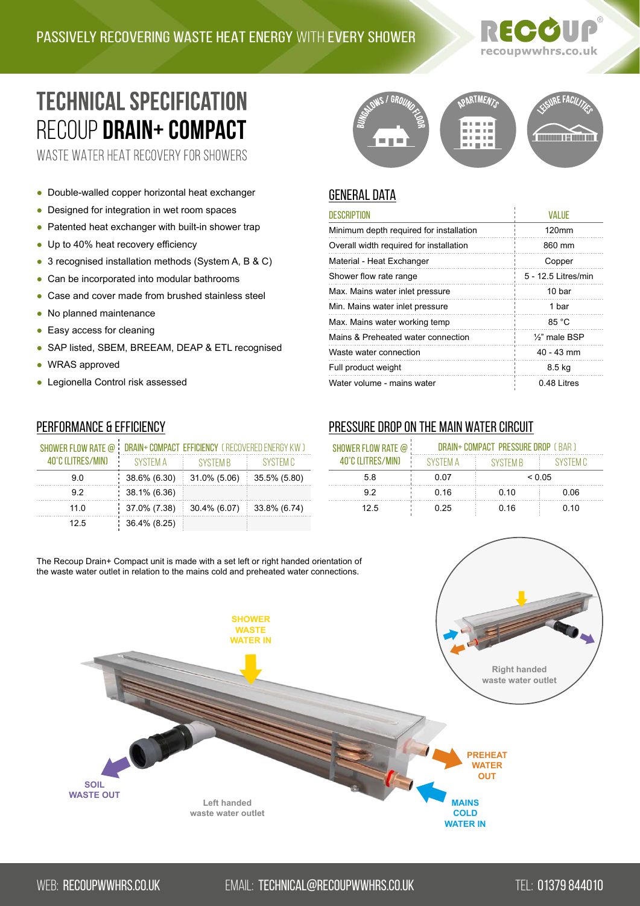PASSIVELY RECOVERING WASTE HEAT ENERGY WITH EVERY SHOWER

# TECHNICAL SPECIFICATION
# RECOUP **DRAIN+ COMPACT**

WASTE WATER HEAT RECOVERY FOR SHOWERS

BUNGALOWS / GROUND FLOOR — APARTMENTS — LEISURE FACILITIES

- Double-walled copper horizontal heat exchanger
- Designed for integration in wet room spaces
- Patented heat exchanger with built-in shower trap
- Up to 40% heat recovery efficiency
- 3 recognised installation methods (System A, B & C)
- Can be incorporated into modular bathrooms
- Case and cover made from brushed stainless steel
- No planned maintenance
- Easy access for cleaning
- SAP listed, SBEM, BREEAM, DEAP & ETL recognised
- WRAS approved
- Legionella Control risk assessed

## GENERAL DATA

| DESCRIPTION | VALUE |
|---|---|
| Minimum depth required for installation | 120mm |
| Overall width required for installation | 860 mm |
| Material - Heat Exchanger | Copper |
| Shower flow rate range | 5 - 12.5 Litres/min |
| Max. Mains water inlet pressure | 10 bar |
| Min. Mains water inlet pressure | 1 bar |
| Max. Mains water working temp | 85 °C |
| Mains & Preheated water connection | ½" male BSP |
| Waste water connection | 40 - 43 mm |
| Full product weight | 8.5 kg |
| Water volume - mains water | 0.48 Litres |

## PERFORMANCE & EFFICIENCY

| SHOWER FLOW RATE @ 40°C (LITRES/MIN) | DRAIN+ COMPACT EFFICIENCY (RECOVERED ENERGY KW) | | |
|---|---|---|---|
| | SYSTEM A | SYSTEM B | SYSTEM C |
| 9.0 | 38.6% (6.30) | 31.0% (5.06) | 35.5% (5.80) |
| 9.2 | 38.1% (6.36) | | |
| 11.0 | 37.0% (7.38) | 30.4% (6.07) | 33.8% (6.74) |
| 12.5 | 36.4% (8.25) | | |

## PRESSURE DROP ON THE MAIN WATER CIRCUIT

| SHOWER FLOW RATE @ 40°C (LITRES/MIN) | DRAIN+ COMPACT PRESSURE DROP (BAR) | | |
|---|---|---|---|
| | SYSTEM A | SYSTEM B | SYSTEM C |
| 5.8 | 0.07 | < 0.05 | |
| 9.2 | 0.16 | 0.10 | 0.06 |
| 12.5 | 0.25 | 0.16 | 0.10 |

The Recoup Drain+ Compact unit is made with a set left or right handed orientation of the waste water outlet in relation to the mains cold and preheated water connections.

SHOWER WASTE WATER IN

SOIL WASTE OUT

PREHEAT WATER OUT

MAINS COLD WATER IN

Left handed waste water outlet

Right handed waste water outlet

WEB: RECOUPWWHRS.CO.UK EMAIL: TECHNICAL@RECOUPWWHRS.CO.UK TEL: 01379 844010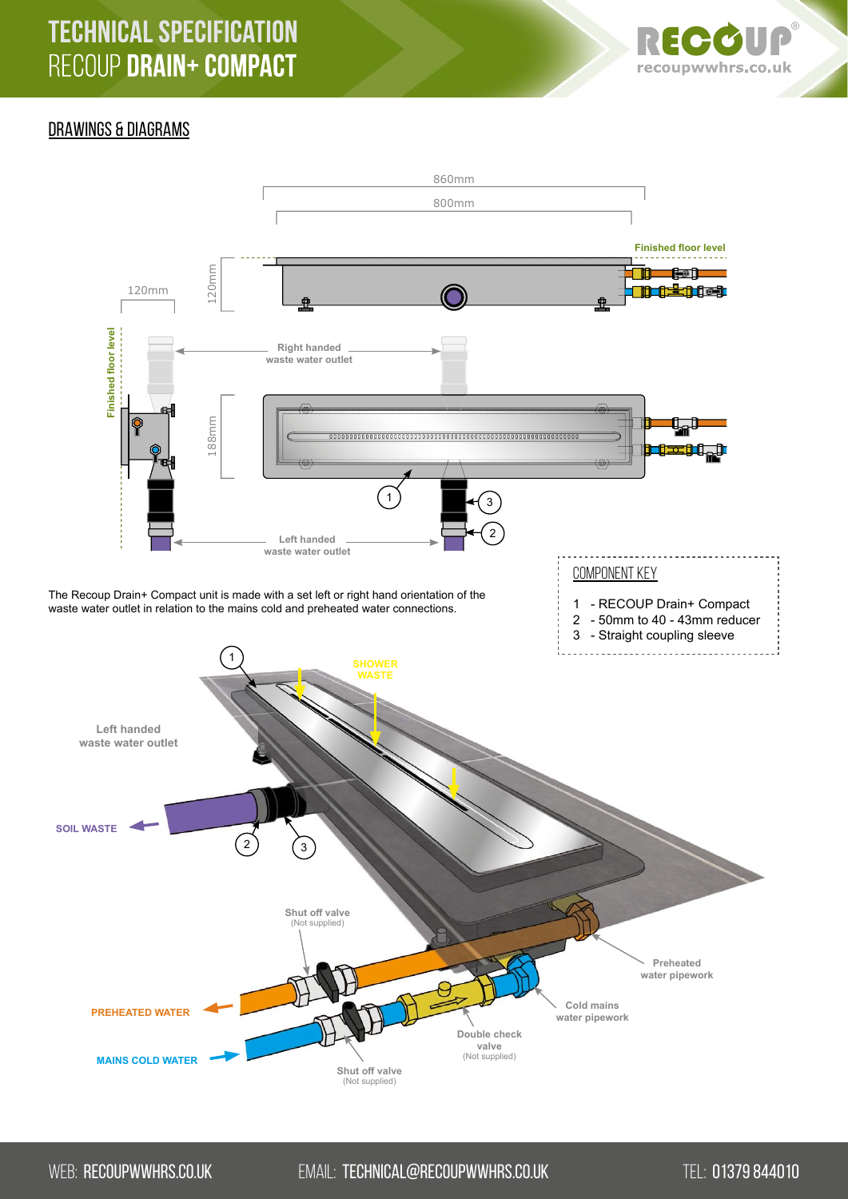# TECHNICAL SPECIFICATION
# RECOUP **DRAIN+ COMPACT**

## DRAWINGS & DIAGRAMS

860mm

800mm

Finished floor level

120mm

120mm

Right handed waste water outlet

Finished floor level

188mm

Left handed waste water outlet

The Recoup Drain+ Compact unit is made with a set left or right hand orientation of the waste water outlet in relation to the mains cold and preheated water connections.

### COMPONENT KEY

1 - RECOUP Drain+ Compact
2 - 50mm to 40 - 43mm reducer
3 - Straight coupling sleeve

SHOWER WASTE

Left handed waste water outlet

SOIL WASTE

Shut off valve (Not supplied)

Preheated water pipework

Cold mains water pipework

PREHEATED WATER

MAINS COLD WATER

Double check valve (Not supplied)

Shut off valve (Not supplied)

WEB: RECOUPWWHRS.CO.UK EMAIL: TECHNICAL@RECOUPWWHRS.CO.UK TEL: 01379 844010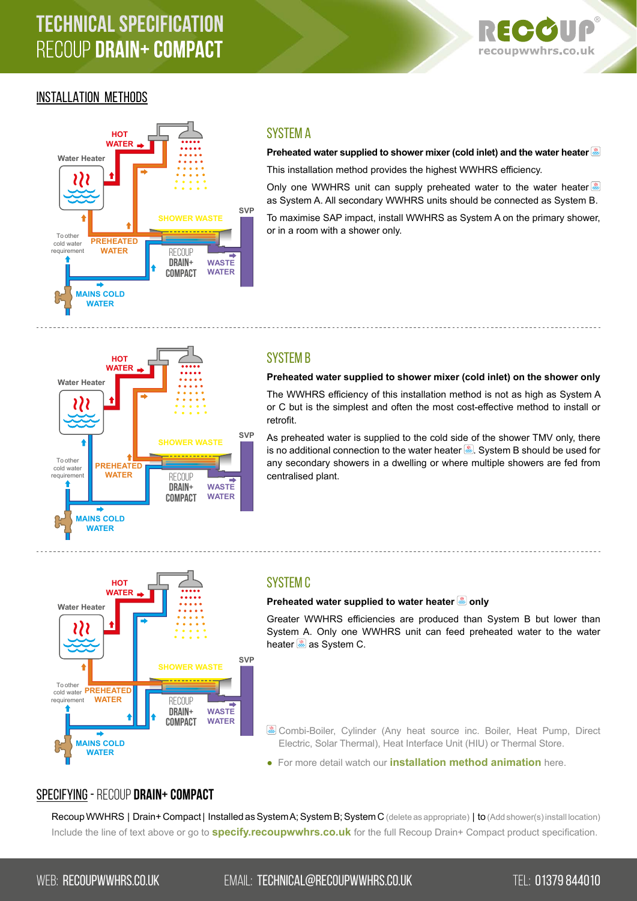# TECHNICAL SPECIFICATION
# RECOUP **DRAIN+ COMPACT**

## INSTALLATION METHODS

HOT WATER
Water Heater
SHOWER WASTE
SVP
To other cold water requirement
PREHEATED WATER
RECOUP DRAIN+ COMPACT
WASTE WATER
MAINS COLD WATER

### SYSTEM A

**Preheated water supplied to shower mixer (cold inlet) and the water heater**

This installation method provides the highest WWHRS efficiency.

Only one WWHRS unit can supply preheated water to the water heater as System A. All secondary WWHRS units should be connected as System B.

To maximise SAP impact, install WWHRS as System A on the primary shower, or in a room with a shower only.

HOT WATER
Water Heater
SHOWER WASTE
SVP
To other cold water requirement
PREHEATED WATER
RECOUP DRAIN+ COMPACT
WASTE WATER
MAINS COLD WATER

### SYSTEM B

**Preheated water supplied to shower mixer (cold inlet) on the shower only**

The WWHRS efficiency of this installation method is not as high as System A or C but is the simplest and often the most cost-effective method to install or retrofit.

As preheated water is supplied to the cold side of the shower TMV only, there is no additional connection to the water heater. System B should be used for any secondary showers in a dwelling or where multiple showers are fed from centralised plant.

HOT WATER
Water Heater
SHOWER WASTE
SVP
To other cold water requirement
PREHEATED WATER
RECOUP DRAIN+ COMPACT
WASTE WATER
MAINS COLD WATER

### SYSTEM C

**Preheated water supplied to water heater only**

Greater WWHRS efficiencies are produced than System B but lower than System A. Only one WWHRS unit can feed preheated water to the water heater as System C.

Combi-Boiler, Cylinder (Any heat source inc. Boiler, Heat Pump, Direct Electric, Solar Thermal), Heat Interface Unit (HIU) or Thermal Store.

- For more detail watch our **installation method animation** here.

## SPECIFYING - RECOUP **DRAIN+ COMPACT**

Recoup WWHRS | Drain+ Compact | Installed as System A; System B; System C (delete as appropriate) | to (Add shower(s) install location)

Include the line of text above or go to **specify.recoupwwhrs.co.uk** for the full Recoup Drain+ Compact product specification.

WEB: RECOUPWWHRS.CO.UK    EMAIL: TECHNICAL@RECOUPWWHRS.CO.UK    TEL: 01379 844010